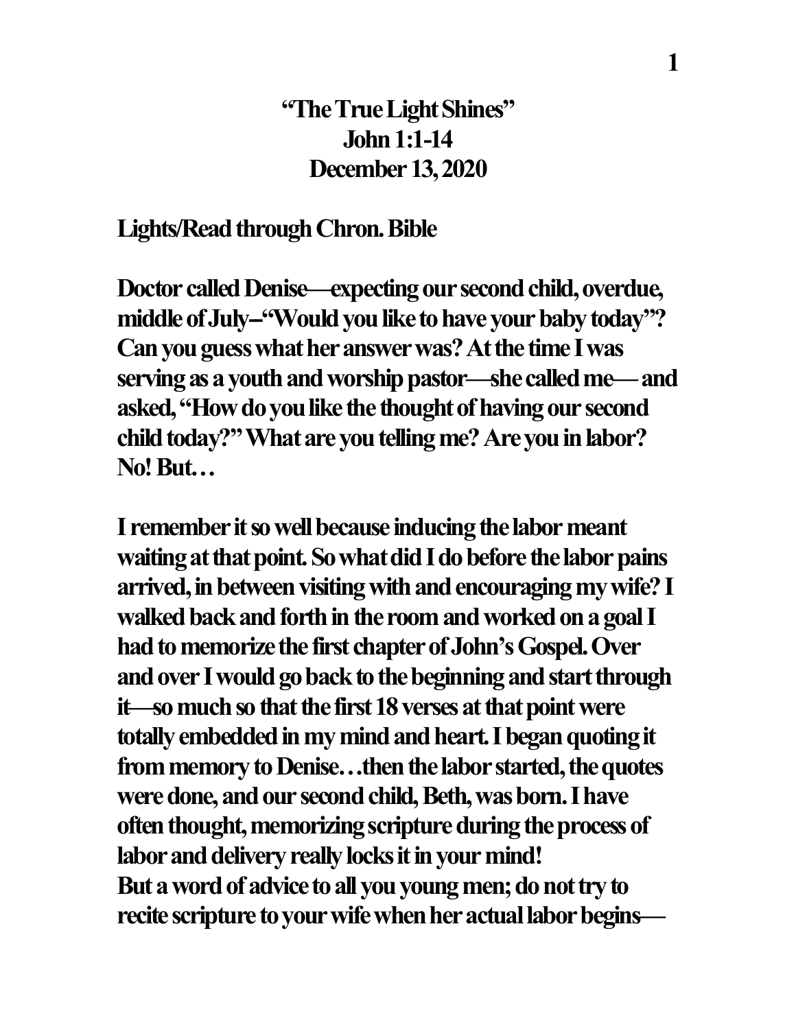# "The True Light Shines"
## John 1:1-14
## December 13, 2020

**Lights/Read through Chron. Bible**

**Doctor called Denise—expecting our second child, overdue, middle of July--"Would you like to have your baby today"? Can you guess what her answer was? At the time I was serving as a youth and worship pastor—she called me— and asked, "How do you like the thought of having our second child today?" What are you telling me? Are you in labor? No! But…**

**I remember it so well because inducing the labor meant waiting at that point. So what did I do before the labor pains arrived, in between visiting with and encouraging my wife? I walked back and forth in the room and worked on a goal I had to memorize the first chapter of John's Gospel. Over and over I would go back to the beginning and start through it—so much so that the first 18 verses at that point were totally embedded in my mind and heart. I began quoting it from memory to Denise…then the labor started, the quotes were done, and our second child, Beth, was born. I have often thought, memorizing scripture during the process of labor and delivery really locks it in your mind! But a word of advice to all you young men; do not try to recite scripture to your wife when her actual labor begins—**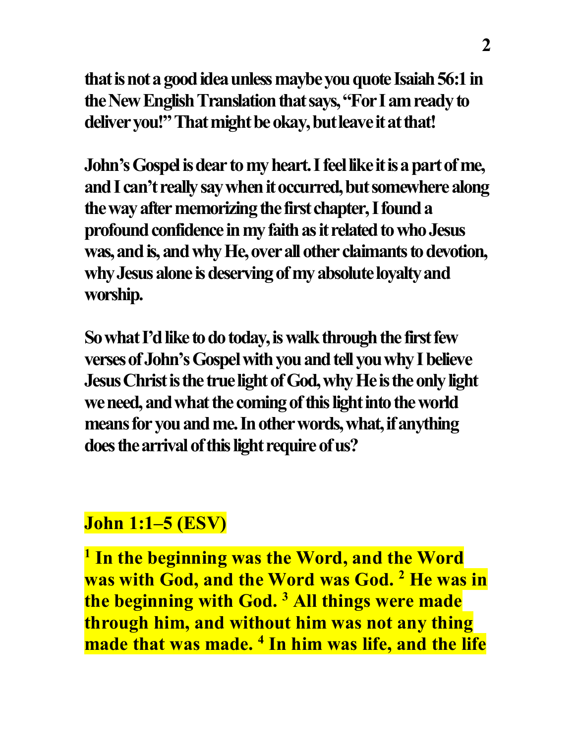**that is not a good idea unless maybe you quote Isaiah 56:1 in the New English Translation that says, "For I am ready to deliver you!" That might be okay, but leave it at that!**

**John's Gospel is dear to my heart. I feel like it is a part of me, and I can't really say when it occurred, but somewhere along the way after memorizing the first chapter, I found a profound confidence in my faith as it related to who Jesus was, and is, and why He, over all other claimants to devotion, why Jesus alone is deserving of my absolute loyalty and worship.**

**So what I'd like to do today, is walk through the first few verses of John's Gospel with you and tell you why I believe Jesus Christ is the true light of God, why He is the only light we need, and what the coming of this light into the world means for you and me. In other words, what, if anything does the arrival of this light require of us?**

**John 1:1–5 (ESV)**

**[1] In the beginning was the Word, and the Word was with God, and the Word was God. [2] He was in the beginning with God. [3] All things were made through him, and without him was not any thing made that was made. [4] In him was life, and the life**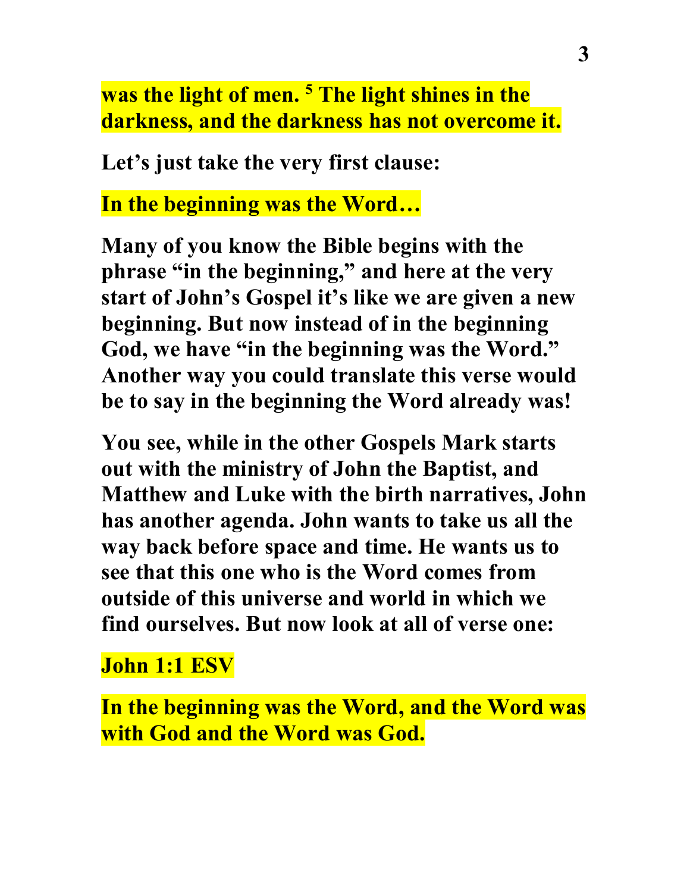**was the light of men. [5] The light shines in the darkness, and the darkness has not overcome it.**

**Let's just take the very first clause:**

**In the beginning was the Word…**

**Many of you know the Bible begins with the phrase "in the beginning," and here at the very start of John's Gospel it's like we are given a new beginning. But now instead of in the beginning God, we have "in the beginning was the Word." Another way you could translate this verse would be to say in the beginning the Word already was!**

**You see, while in the other Gospels Mark starts out with the ministry of John the Baptist, and Matthew and Luke with the birth narratives, John has another agenda. John wants to take us all the way back before space and time. He wants us to see that this one who is the Word comes from outside of this universe and world in which we find ourselves. But now look at all of verse one:**

**John 1:1 ESV**

**In the beginning was the Word, and the Word was with God and the Word was God.**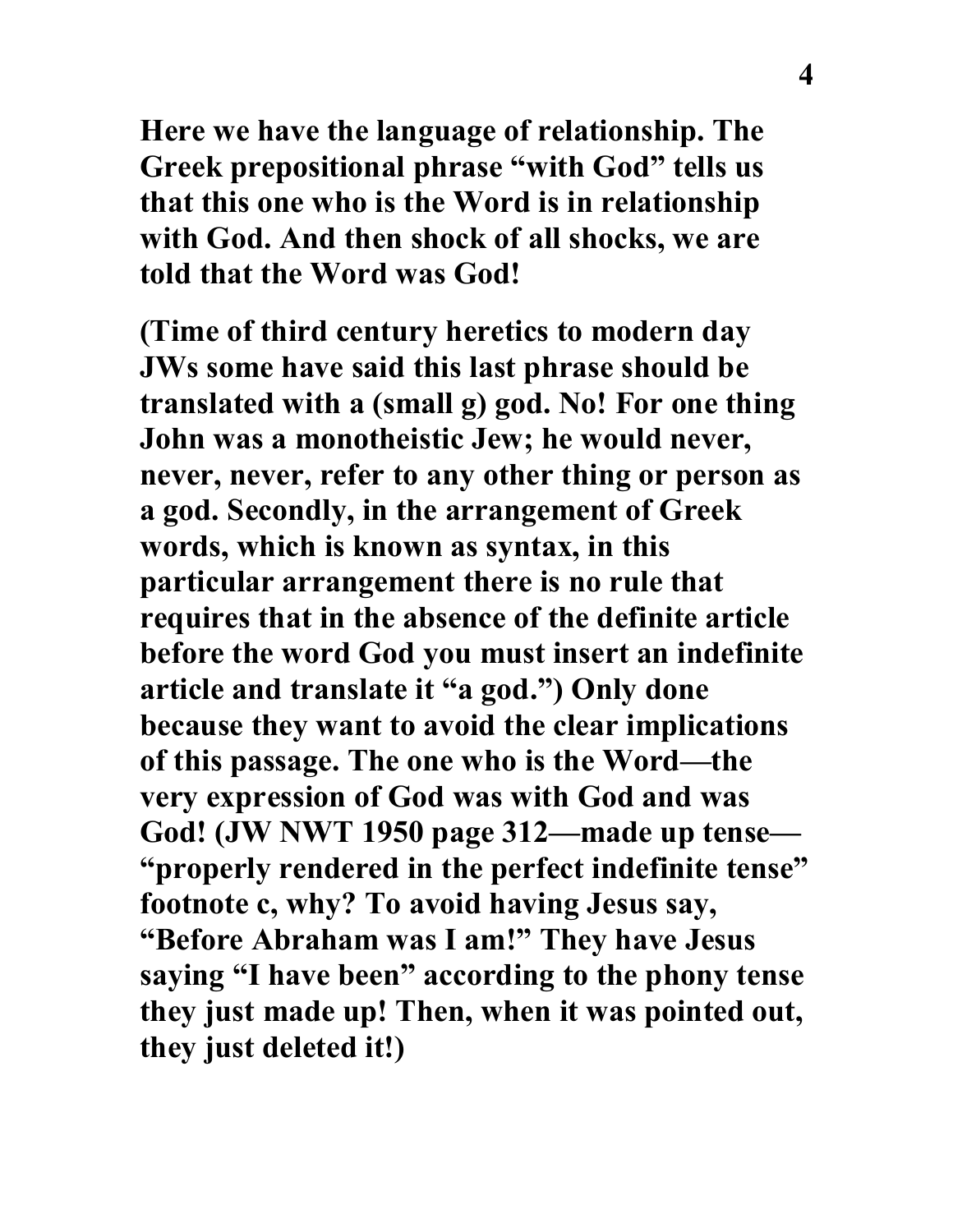**Here we have the language of relationship. The Greek prepositional phrase "with God" tells us that this one who is the Word is in relationship with God. And then shock of all shocks, we are told that the Word was God!**

**(Time of third century heretics to modern day JWs some have said this last phrase should be translated with a (small g) god. No! For one thing John was a monotheistic Jew; he would never, never, never, refer to any other thing or person as a god. Secondly, in the arrangement of Greek words, which is known as syntax, in this particular arrangement there is no rule that requires that in the absence of the definite article before the word God you must insert an indefinite article and translate it "a god.") Only done because they want to avoid the clear implications of this passage. The one who is the Word—the very expression of God was with God and was God! (JW NWT 1950 page 312—made up tense—"properly rendered in the perfect indefinite tense" footnote c, why? To avoid having Jesus say, "Before Abraham was I am!" They have Jesus saying "I have been" according to the phony tense they just made up! Then, when it was pointed out, they just deleted it!)**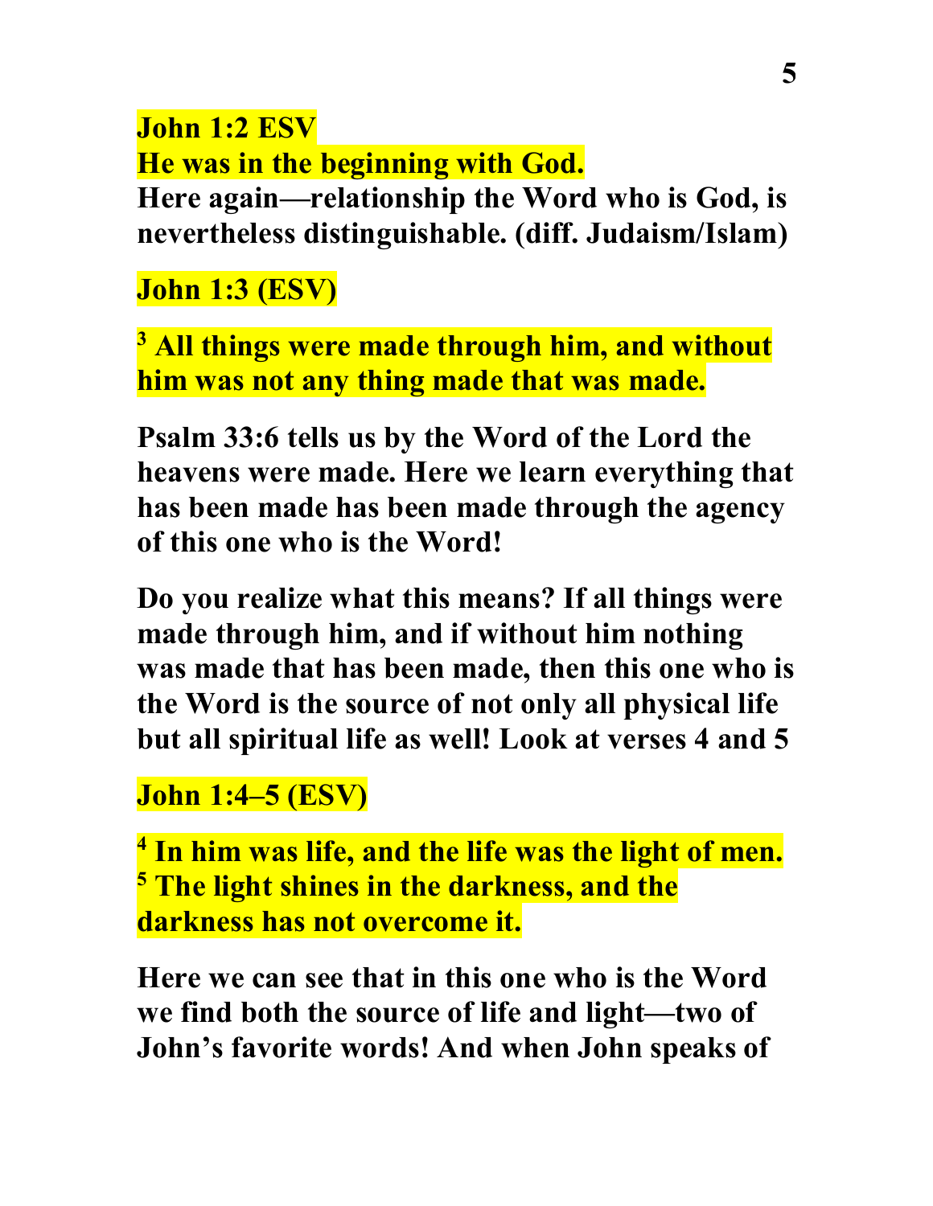**John 1:2 ESV**
**He was in the beginning with God.**
**Here again—relationship the Word who is God, is nevertheless distinguishable. (diff. Judaism/Islam)**

**John 1:3 (ESV)**

**[3] All things were made through him, and without him was not any thing made that was made.**

**Psalm 33:6 tells us by the Word of the Lord the heavens were made. Here we learn everything that has been made has been made through the agency of this one who is the Word!**

**Do you realize what this means? If all things were made through him, and if without him nothing was made that has been made, then this one who is the Word is the source of not only all physical life but all spiritual life as well! Look at verses 4 and 5**

**John 1:4–5 (ESV)**

**[4] In him was life, and the life was the light of men. [5] The light shines in the darkness, and the darkness has not overcome it.**

**Here we can see that in this one who is the Word we find both the source of life and light—two of John's favorite words! And when John speaks of**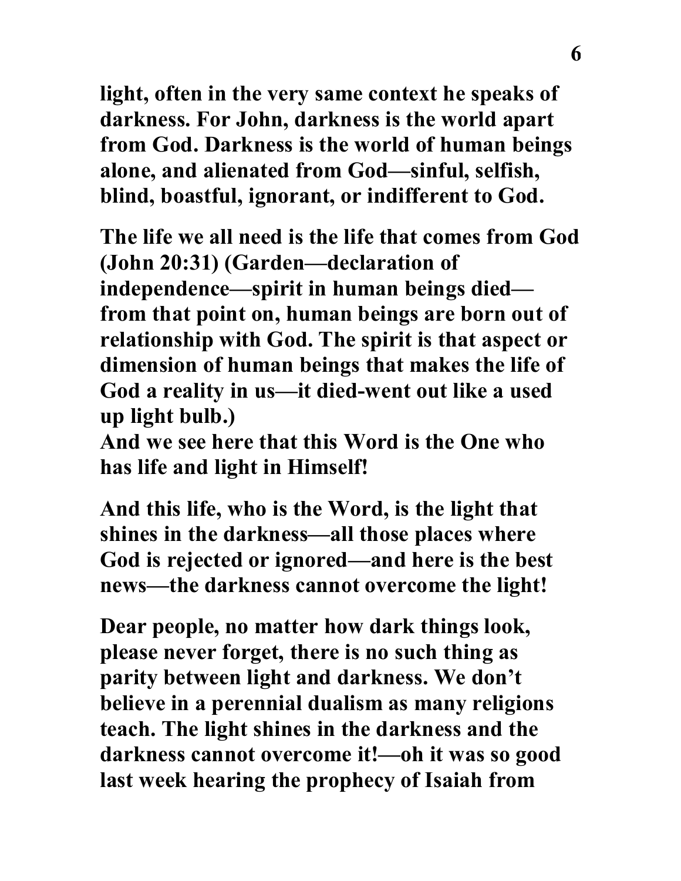**light, often in the very same context he speaks of darkness. For John, darkness is the world apart from God. Darkness is the world of human beings alone, and alienated from God—sinful, selfish, blind, boastful, ignorant, or indifferent to God.**

**The life we all need is the life that comes from God (John 20:31) (Garden—declaration of independence—spirit in human beings died—from that point on, human beings are born out of relationship with God. The spirit is that aspect or dimension of human beings that makes the life of God a reality in us—it died-went out like a used up light bulb.)**
**And we see here that this Word is the One who has life and light in Himself!**

**And this life, who is the Word, is the light that shines in the darkness—all those places where God is rejected or ignored—and here is the best news—the darkness cannot overcome the light!**

**Dear people, no matter how dark things look, please never forget, there is no such thing as parity between light and darkness. We don't believe in a perennial dualism as many religions teach. The light shines in the darkness and the darkness cannot overcome it!—oh it was so good last week hearing the prophecy of Isaiah from**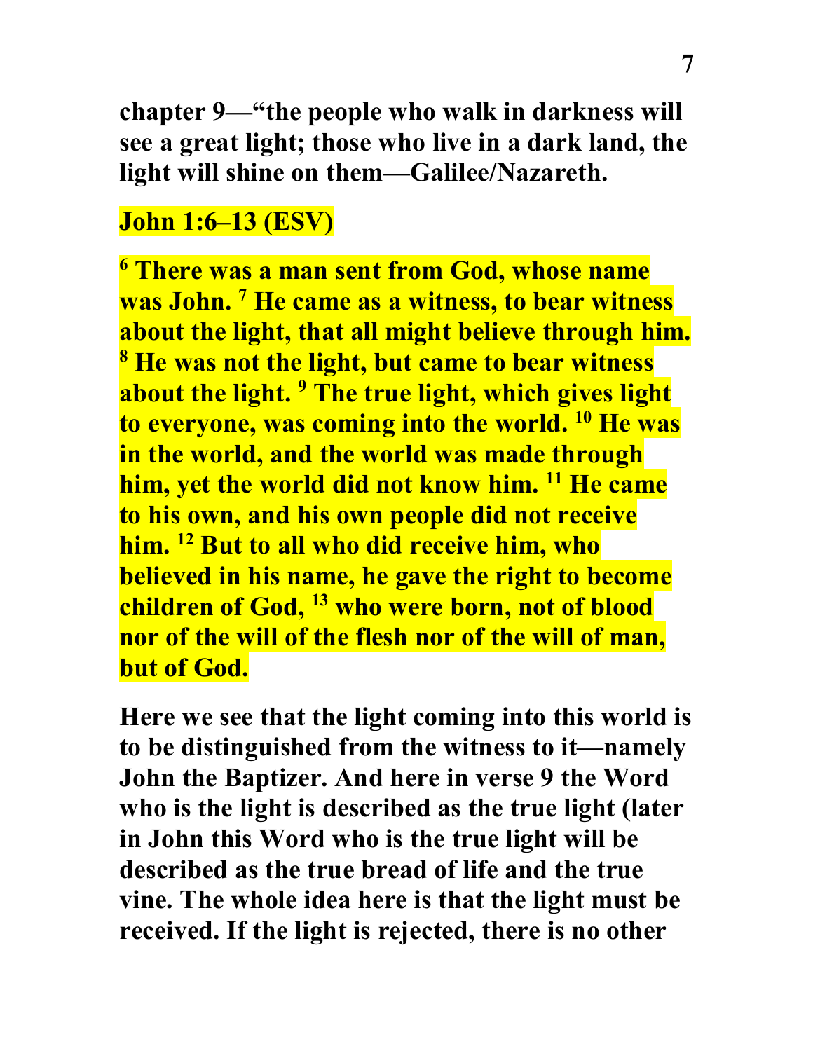**chapter 9—"the people who walk in darkness will see a great light; those who live in a dark land, the light will shine on them—Galilee/Nazareth.**

**John 1:6–13 (ESV)**

**[6] There was a man sent from God, whose name was John. [7] He came as a witness, to bear witness about the light, that all might believe through him. [8] He was not the light, but came to bear witness about the light. [9] The true light, which gives light to everyone, was coming into the world. [10] He was in the world, and the world was made through him, yet the world did not know him. [11] He came to his own, and his own people did not receive him. [12] But to all who did receive him, who believed in his name, he gave the right to become children of God, [13] who were born, not of blood nor of the will of the flesh nor of the will of man, but of God.**

**Here we see that the light coming into this world is to be distinguished from the witness to it—namely John the Baptizer. And here in verse 9 the Word who is the light is described as the true light (later in John this Word who is the true light will be described as the true bread of life and the true vine. The whole idea here is that the light must be received. If the light is rejected, there is no other**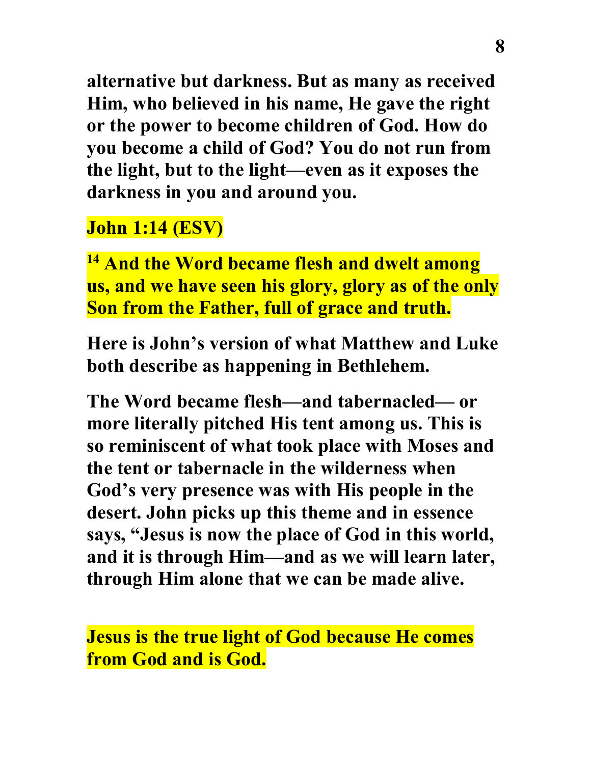**alternative but darkness. But as many as received Him, who believed in his name, He gave the right or the power to become children of God. How do you become a child of God? You do not run from the light, but to the light—even as it exposes the darkness in you and around you.**

**John 1:14 (ESV)**

**[14] And the Word became flesh and dwelt among us, and we have seen his glory, glory as of the only Son from the Father, full of grace and truth.**

**Here is John's version of what Matthew and Luke both describe as happening in Bethlehem.**

**The Word became flesh—and tabernacled— or more literally pitched His tent among us. This is so reminiscent of what took place with Moses and the tent or tabernacle in the wilderness when God's very presence was with His people in the desert. John picks up this theme and in essence says, "Jesus is now the place of God in this world, and it is through Him—and as we will learn later, through Him alone that we can be made alive.**

**Jesus is the true light of God because He comes from God and is God.**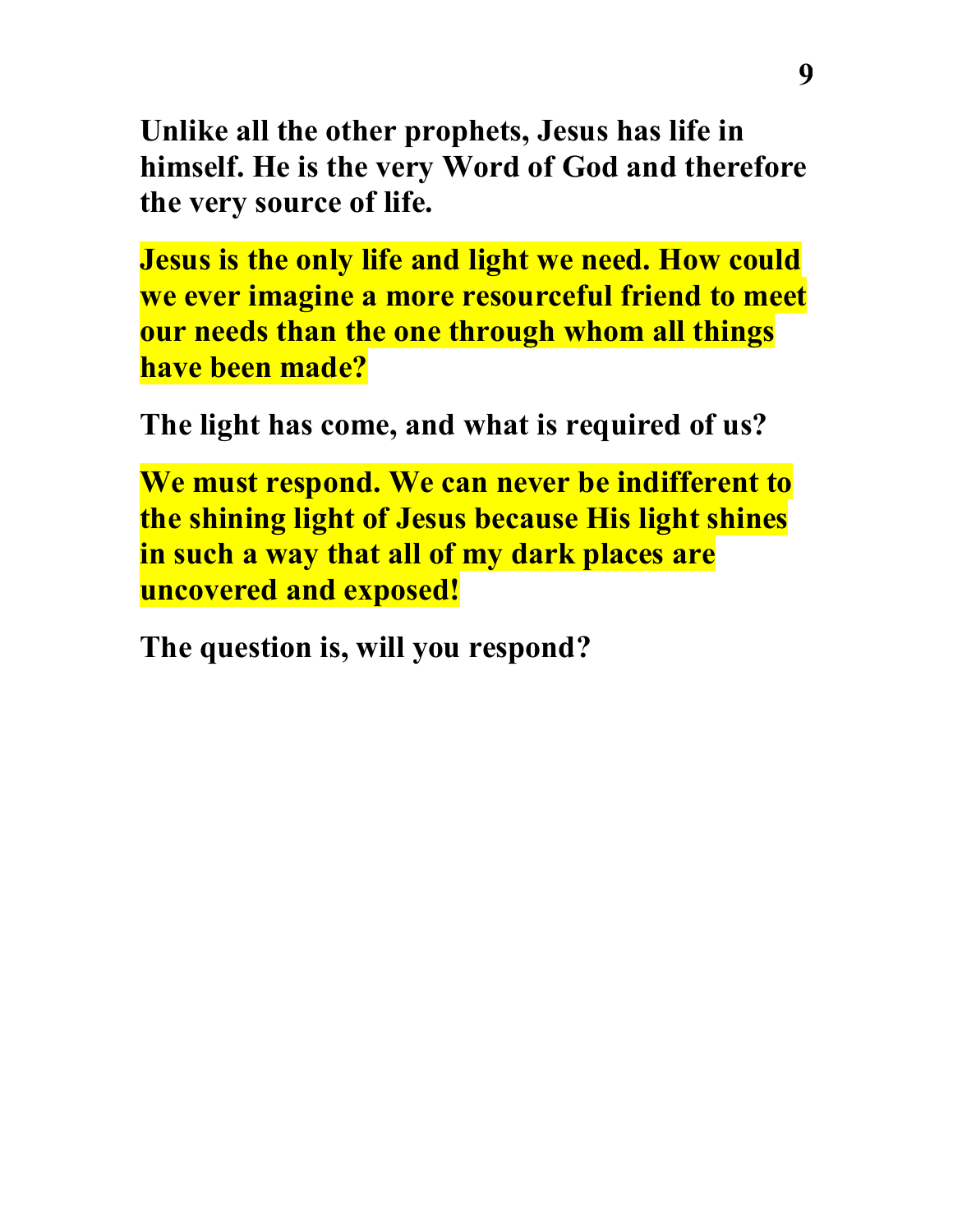**Unlike all the other prophets, Jesus has life in himself. He is the very Word of God and therefore the very source of life.**

**Jesus is the only life and light we need. How could we ever imagine a more resourceful friend to meet our needs than the one through whom all things have been made?**

**The light has come, and what is required of us?**

**We must respond. We can never be indifferent to the shining light of Jesus because His light shines in such a way that all of my dark places are uncovered and exposed!**

**The question is, will you respond?**